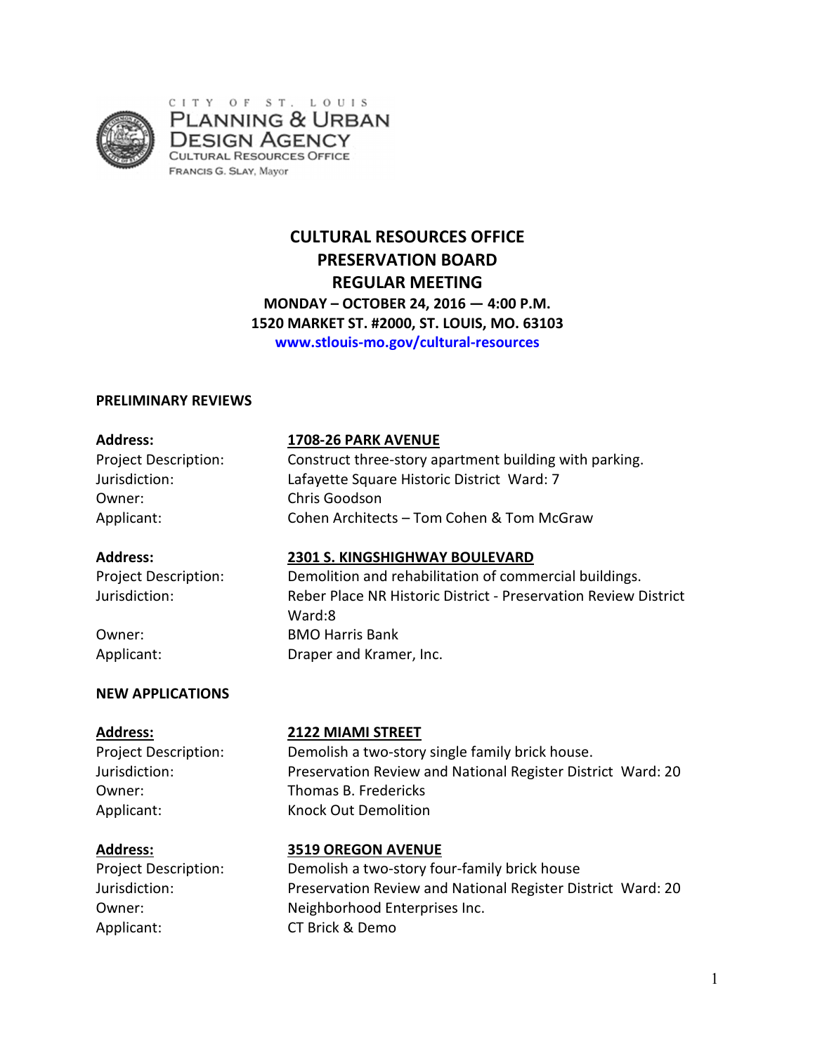CITY OF ST. LOUIS
PLANNING & URBAN DESIGN AGENCY
CULTURAL RESOURCES OFFICE
FRANCIS G. SLAY, Mayor

# CULTURAL RESOURCES OFFICE
# PRESERVATION BOARD
# REGULAR MEETING

**MONDAY – OCTOBER 24, 2016 — 4:00 P.M.**
**1520 MARKET ST. #2000, ST. LOUIS, MO. 63103**
**www.stlouis-mo.gov/cultural-resources**

## PRELIMINARY REVIEWS

**Address:** **1708-26 PARK AVENUE**
Project Description: Construct three-story apartment building with parking.
Jurisdiction: Lafayette Square Historic District Ward: 7
Owner: Chris Goodson
Applicant: Cohen Architects – Tom Cohen & Tom McGraw

**Address:** **2301 S. KINGSHIGHWAY BOULEVARD**
Project Description: Demolition and rehabilitation of commercial buildings.
Jurisdiction: Reber Place NR Historic District - Preservation Review District Ward:8
Owner: BMO Harris Bank
Applicant: Draper and Kramer, Inc.

## NEW APPLICATIONS

**Address:** **2122 MIAMI STREET**
Project Description: Demolish a two-story single family brick house.
Jurisdiction: Preservation Review and National Register District Ward: 20
Owner: Thomas B. Fredericks
Applicant: Knock Out Demolition

**Address:** **3519 OREGON AVENUE**
Project Description: Demolish a two-story four-family brick house
Jurisdiction: Preservation Review and National Register District Ward: 20
Owner: Neighborhood Enterprises Inc.
Applicant: CT Brick & Demo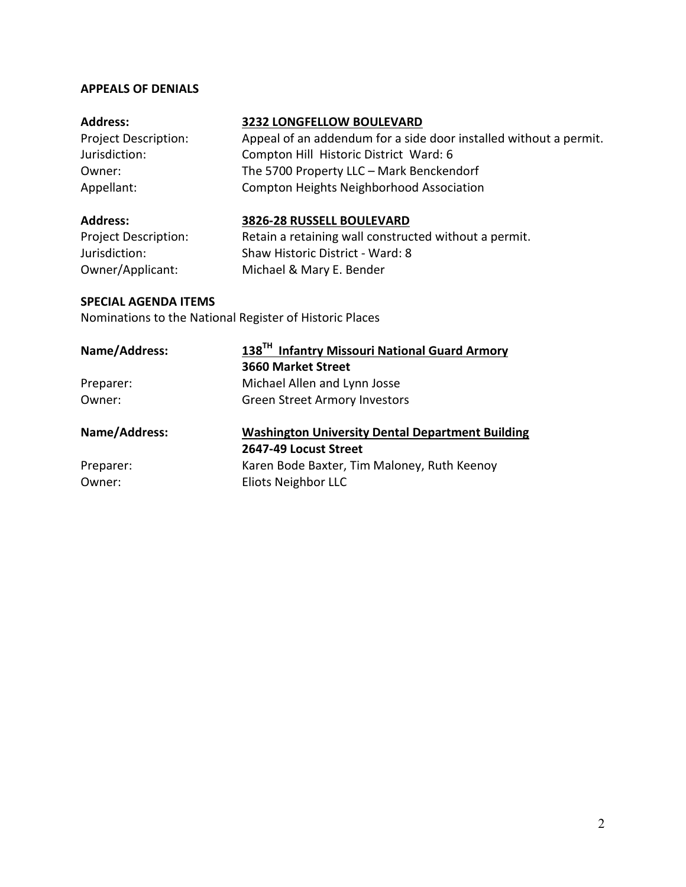**APPEALS OF DENIALS**

**Address:** **3232 LONGFELLOW BOULEVARD**
Project Description: Appeal of an addendum for a side door installed without a permit.
Jurisdiction: Compton Hill Historic District Ward: 6
Owner: The 5700 Property LLC – Mark Benckendorf
Appellant: Compton Heights Neighborhood Association

**Address:** **3826-28 RUSSELL BOULEVARD**
Project Description: Retain a retaining wall constructed without a permit.
Jurisdiction: Shaw Historic District - Ward: 8
Owner/Applicant: Michael & Mary E. Bender

**SPECIAL AGENDA ITEMS**
Nominations to the National Register of Historic Places

**Name/Address:** **138TH Infantry Missouri National Guard Armory**
**3660 Market Street**
Preparer: Michael Allen and Lynn Josse
Owner: Green Street Armory Investors

**Name/Address:** **Washington University Dental Department Building**
**2647-49 Locust Street**
Preparer: Karen Bode Baxter, Tim Maloney, Ruth Keenoy
Owner: Eliots Neighbor LLC